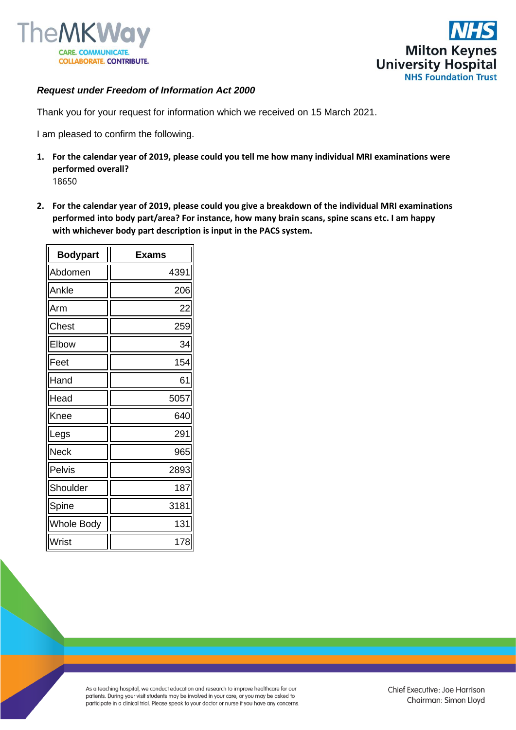***Request under Freedom of Information Act 2000***

Thank you for your request for information which we received on 15 March 2021.

I am pleased to confirm the following.

1. **For the calendar year of 2019, please could you tell me how many individual MRI examinations were performed overall?**
   18650

2. **For the calendar year of 2019, please could you give a breakdown of the individual MRI examinations performed into body part/area? For instance, how many brain scans, spine scans etc. I am happy with whichever body part description is input in the PACS system.**

| Bodypart | Exams |
|---|---|
| Abdomen | 4391 |
| Ankle | 206 |
| Arm | 22 |
| Chest | 259 |
| Elbow | 34 |
| Feet | 154 |
| Hand | 61 |
| Head | 5057 |
| Knee | 640 |
| Legs | 291 |
| Neck | 965 |
| Pelvis | 2893 |
| Shoulder | 187 |
| Spine | 3181 |
| Whole Body | 131 |
| Wrist | 178 |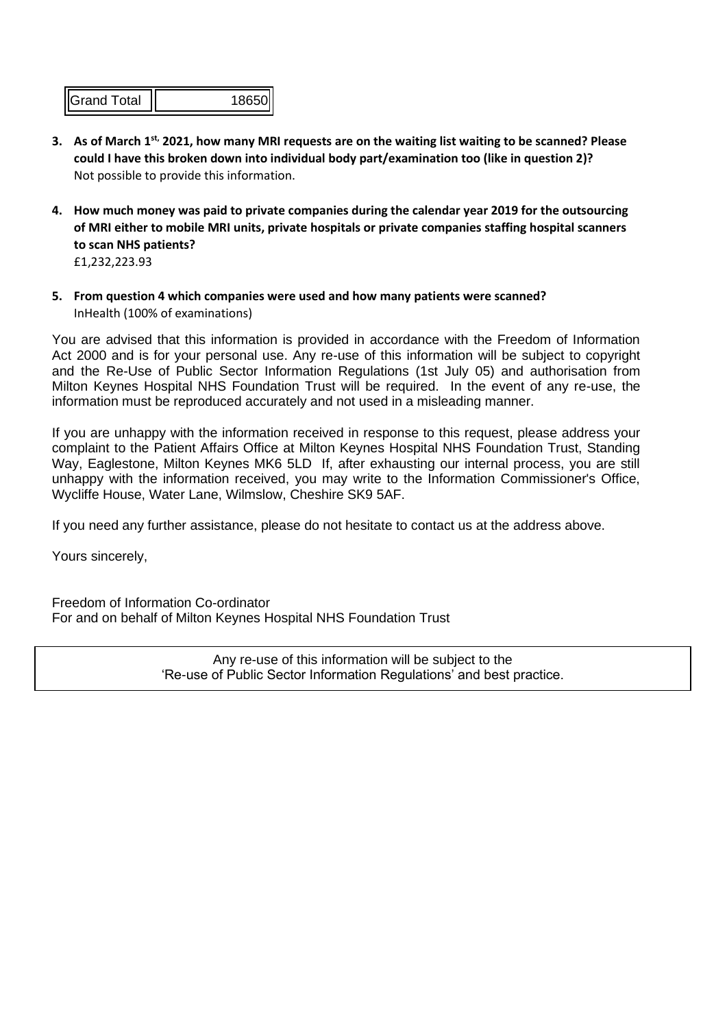| | |
|---|---|
| Grand Total | 18650 |

3. **As of March 1st, 2021, how many MRI requests are on the waiting list waiting to be scanned? Please could I have this broken down into individual body part/examination too (like in question 2)?**
   Not possible to provide this information.

4. **How much money was paid to private companies during the calendar year 2019 for the outsourcing of MRI either to mobile MRI units, private hospitals or private companies staffing hospital scanners to scan NHS patients?**
   £1,232,223.93

5. **From question 4 which companies were used and how many patients were scanned?**
   InHealth (100% of examinations)

You are advised that this information is provided in accordance with the Freedom of Information Act 2000 and is for your personal use. Any re-use of this information will be subject to copyright and the Re-Use of Public Sector Information Regulations (1st July 05) and authorisation from Milton Keynes Hospital NHS Foundation Trust will be required. In the event of any re-use, the information must be reproduced accurately and not used in a misleading manner.

If you are unhappy with the information received in response to this request, please address your complaint to the Patient Affairs Office at Milton Keynes Hospital NHS Foundation Trust, Standing Way, Eaglestone, Milton Keynes MK6 5LD If, after exhausting our internal process, you are still unhappy with the information received, you may write to the Information Commissioner's Office, Wycliffe House, Water Lane, Wilmslow, Cheshire SK9 5AF.

If you need any further assistance, please do not hesitate to contact us at the address above.

Yours sincerely,

Freedom of Information Co-ordinator
For and on behalf of Milton Keynes Hospital NHS Foundation Trust

Any re-use of this information will be subject to the
'Re-use of Public Sector Information Regulations' and best practice.